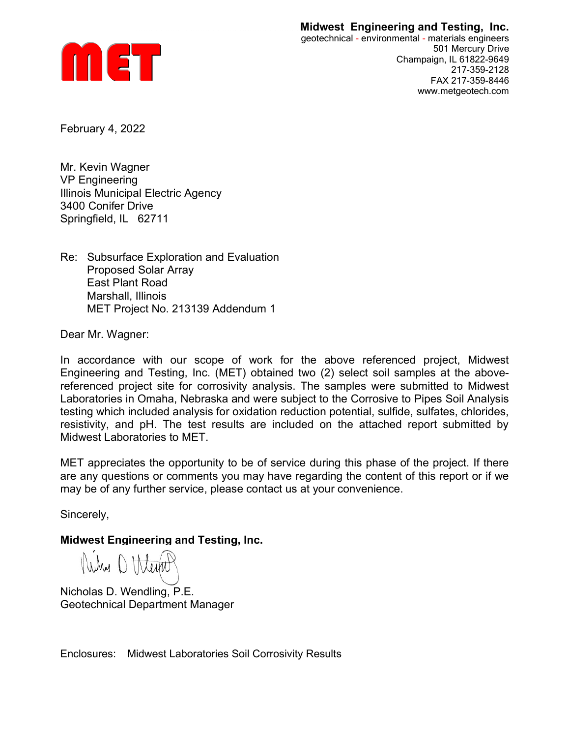**MET**

**Midwest Engineering and Testing, Inc.**
geotechnical - environmental - materials engineers
501 Mercury Drive
Champaign, IL 61822-9649
217-359-2128
FAX 217-359-8446
www.metgeotech.com

February 4, 2022

Mr. Kevin Wagner
VP Engineering
Illinois Municipal Electric Agency
3400 Conifer Drive
Springfield, IL 62711

Re: Subsurface Exploration and Evaluation
Proposed Solar Array
East Plant Road
Marshall, Illinois
MET Project No. 213139 Addendum 1

Dear Mr. Wagner:

In accordance with our scope of work for the above referenced project, Midwest Engineering and Testing, Inc. (MET) obtained two (2) select soil samples at the above-referenced project site for corrosivity analysis. The samples were submitted to Midwest Laboratories in Omaha, Nebraska and were subject to the Corrosive to Pipes Soil Analysis testing which included analysis for oxidation reduction potential, sulfide, sulfates, chlorides, resistivity, and pH. The test results are included on the attached report submitted by Midwest Laboratories to MET.

MET appreciates the opportunity to be of service during this phase of the project. If there are any questions or comments you may have regarding the content of this report or if we may be of any further service, please contact us at your convenience.

Sincerely,

**Midwest Engineering and Testing, Inc.**

Nicholas D. Wendling, P.E.
Geotechnical Department Manager

Enclosures: Midwest Laboratories Soil Corrosivity Results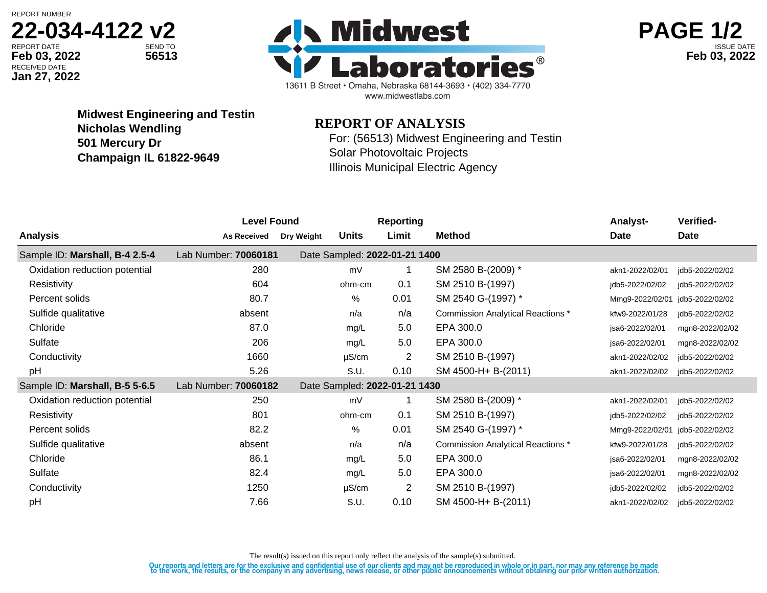REPORT NUMBER
**22-034-4122 v2**

REPORT DATE **Feb 03, 2022**
SEND TO **56513**
RECEIVED DATE **Jan 27, 2022**

**Midwest Laboratories®**
13611 B Street • Omaha, Nebraska 68144-3693 • (402) 334-7770
www.midwestlabs.com

ISSUE DATE **Feb 03, 2022**

**Midwest Engineering and Testin**
**Nicholas Wendling**
**501 Mercury Dr**
**Champaign IL 61822-9649**

## REPORT OF ANALYSIS

For: (56513) Midwest Engineering and Testin
Solar Photovoltaic Projects
Illinois Municipal Electric Agency

| Analysis | Level Found As Received | Level Found Dry Weight | Units | Reporting Limit | Method | Analyst-Date | Verified-Date |
|---|---|---|---|---|---|---|---|
| Sample ID: **Marshall, B-4 2.5-4** | Lab Number: **70060181** | | Date Sampled: **2022-01-21 1400** | | | | |
| Oxidation reduction potential | 280 | | mV | 1 | SM 2580 B-(2009) * | akn1-2022/02/01 | jdb5-2022/02/02 |
| Resistivity | 604 | | ohm-cm | 0.1 | SM 2510 B-(1997) | jdb5-2022/02/02 | jdb5-2022/02/02 |
| Percent solids | 80.7 | | % | 0.01 | SM 2540 G-(1997) * | Mmg9-2022/02/01 | jdb5-2022/02/02 |
| Sulfide qualitative | absent | | n/a | n/a | Commission Analytical Reactions * | kfw9-2022/01/28 | jdb5-2022/02/02 |
| Chloride | 87.0 | | mg/L | 5.0 | EPA 300.0 | jsa6-2022/02/01 | mgn8-2022/02/02 |
| Sulfate | 206 | | mg/L | 5.0 | EPA 300.0 | jsa6-2022/02/01 | mgn8-2022/02/02 |
| Conductivity | 1660 | | µS/cm | 2 | SM 2510 B-(1997) | akn1-2022/02/02 | jdb5-2022/02/02 |
| pH | 5.26 | | S.U. | 0.10 | SM 4500-H+ B-(2011) | akn1-2022/02/02 | jdb5-2022/02/02 |
| Sample ID: **Marshall, B-5 5-6.5** | Lab Number: **70060182** | | Date Sampled: **2022-01-21 1430** | | | | |
| Oxidation reduction potential | 250 | | mV | 1 | SM 2580 B-(2009) * | akn1-2022/02/01 | jdb5-2022/02/02 |
| Resistivity | 801 | | ohm-cm | 0.1 | SM 2510 B-(1997) | jdb5-2022/02/02 | jdb5-2022/02/02 |
| Percent solids | 82.2 | | % | 0.01 | SM 2540 G-(1997) * | Mmg9-2022/02/01 | jdb5-2022/02/02 |
| Sulfide qualitative | absent | | n/a | n/a | Commission Analytical Reactions * | kfw9-2022/01/28 | jdb5-2022/02/02 |
| Chloride | 86.1 | | mg/L | 5.0 | EPA 300.0 | jsa6-2022/02/01 | mgn8-2022/02/02 |
| Sulfate | 82.4 | | mg/L | 5.0 | EPA 300.0 | jsa6-2022/02/01 | mgn8-2022/02/02 |
| Conductivity | 1250 | | µS/cm | 2 | SM 2510 B-(1997) | jdb5-2022/02/02 | jdb5-2022/02/02 |
| pH | 7.66 | | S.U. | 0.10 | SM 4500-H+ B-(2011) | akn1-2022/02/02 | jdb5-2022/02/02 |

The result(s) issued on this report only reflect the analysis of the sample(s) submitted.

Our reports and letters are for the exclusive and confidential use of our clients and may not be reproduced in whole or in part, nor may any reference be made to the work, the results, or the company in any advertising, news release, or other public announcements without obtaining our prior written authorization.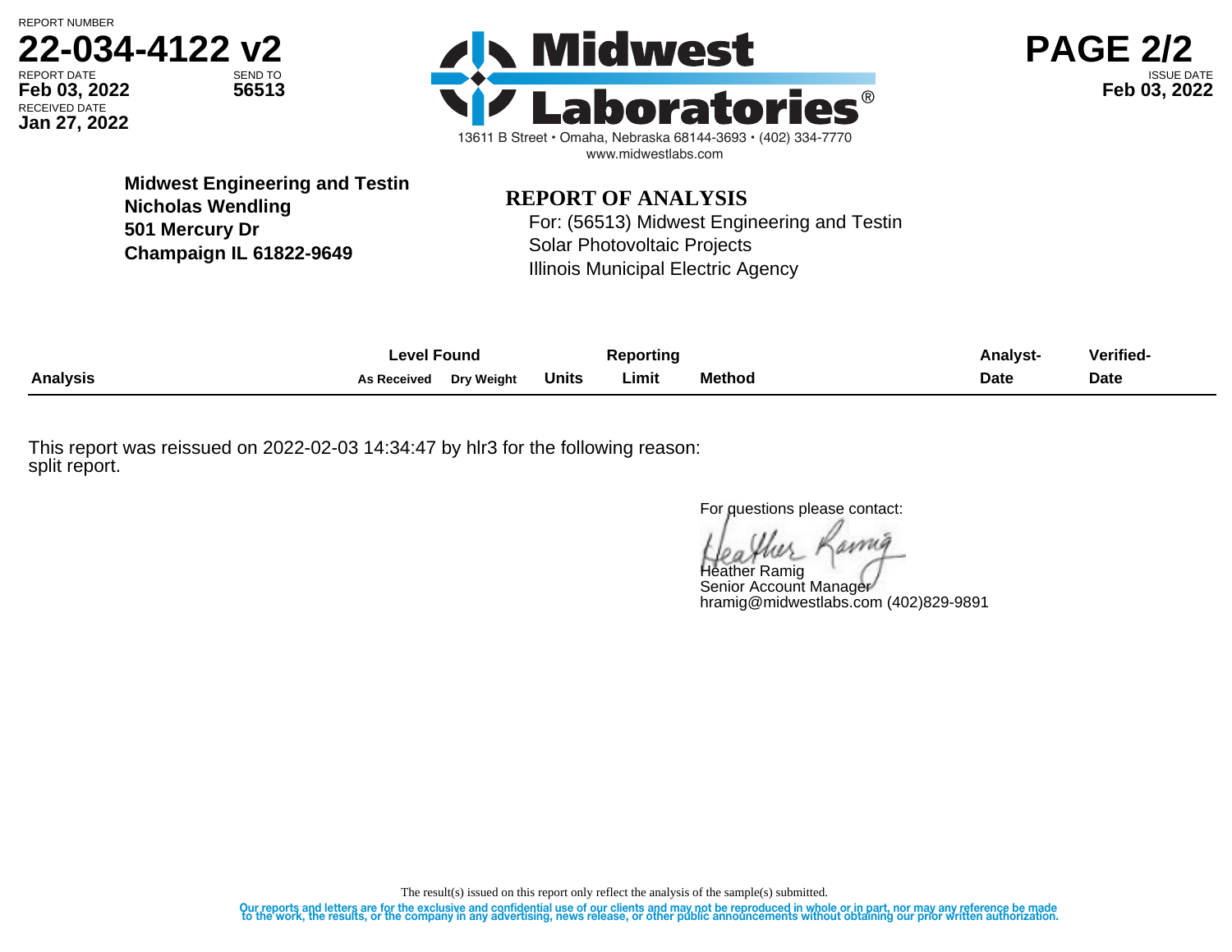REPORT NUMBER
**22-034-4122 v2**

REPORT DATE
**Feb 03, 2022**

SEND TO
**56513**

RECEIVED DATE
**Jan 27, 2022**

**Midwest Laboratories**

13611 B Street • Omaha, Nebraska 68144-3693 • (402) 334-7770
www.midwestlabs.com

ISSUE DATE
**Feb 03, 2022**

**Midwest Engineering and Testin**
**Nicholas Wendling**
**501 Mercury Dr**
**Champaign IL 61822-9649**

## REPORT OF ANALYSIS

For: (56513) Midwest Engineering and Testin
Solar Photovoltaic Projects
Illinois Municipal Electric Agency

| | Level Found | | | Reporting | | Analyst- | Verified- |
|---|---|---|---|---|---|---|---|
| **Analysis** | **As Received** | **Dry Weight** | **Units** | **Limit** | **Method** | **Date** | **Date** |

This report was reissued on 2022-02-03 14:34:47 by hlr3 for the following reason:
split report.

For questions please contact:

Heather Ramig
Senior Account Manager
hramig@midwestlabs.com (402)829-9891

The result(s) issued on this report only reflect the analysis of the sample(s) submitted.

Our reports and letters are for the exclusive and confidential use of our clients and may not be reproduced in whole or in part, nor may any reference be made to the work, the results, or the company in any advertising, news release, or other public announcements without obtaining our prior written authorization.